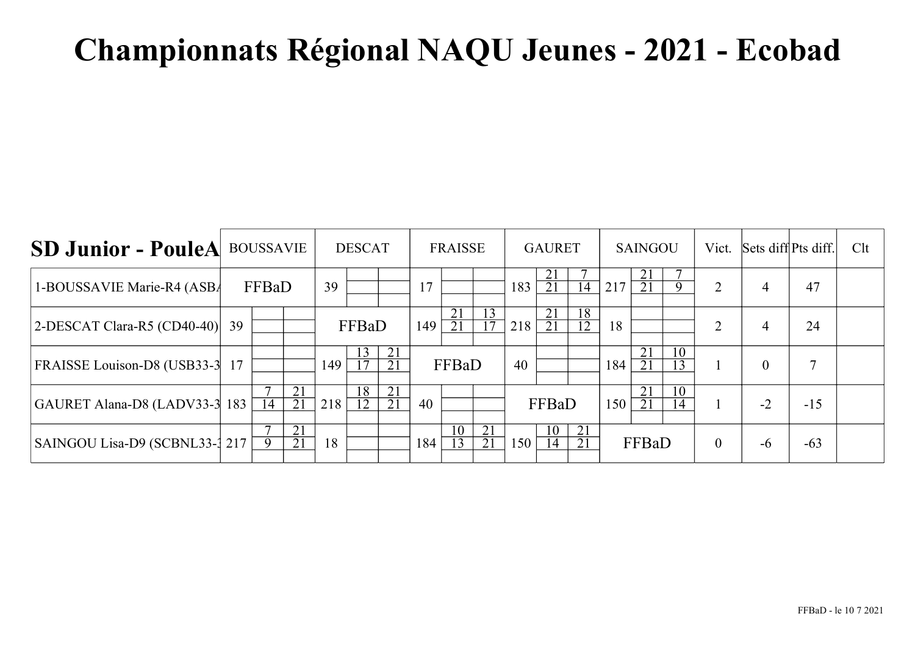# Championnats Régional NAQU Jeunes - 2021 - Ecobad

| SD Junior - PouleA | BOUSSAVIE | DESCAT | FRAISSE | GAURET | SAINGOU | Vict. | Sets diff | Pts diff. | Clt |
|---|---|---|---|---|---|---|---|---|---|
| 1-BOUSSAVIE Marie-R4 (ASBA | FFBaD | 39 | 17 | 183 21-21 7-14 | 217 21-21 7-9 | 2 | 4 | 47 | |
| 2-DESCAT Clara-R5 (CD40-40) | 39 | FFBaD | 149 21-21 13-17 | 218 21-21 18-12 | 18 | 2 | 4 | 24 | |
| FRAISSE Louison-D8 (USB33-3 | 17 | 149 13-17 21-21 | FFBaD | 40 | 184 21-21 10-13 | 1 | 0 | 7 | |
| GAURET Alana-D8 (LADV33-3 | 183 7-14 21-21 | 218 18-12 21-21 | 40 | FFBaD | 150 21-21 10-14 | 1 | -2 | -15 | |
| SAINGOU Lisa-D9 (SCBNL33-3 | 217 7-9 21-21 | 18 | 184 10-13 21-21 | 150 10-14 21-21 | FFBaD | 0 | -6 | -63 | |

FFBaD - le 10 7 2021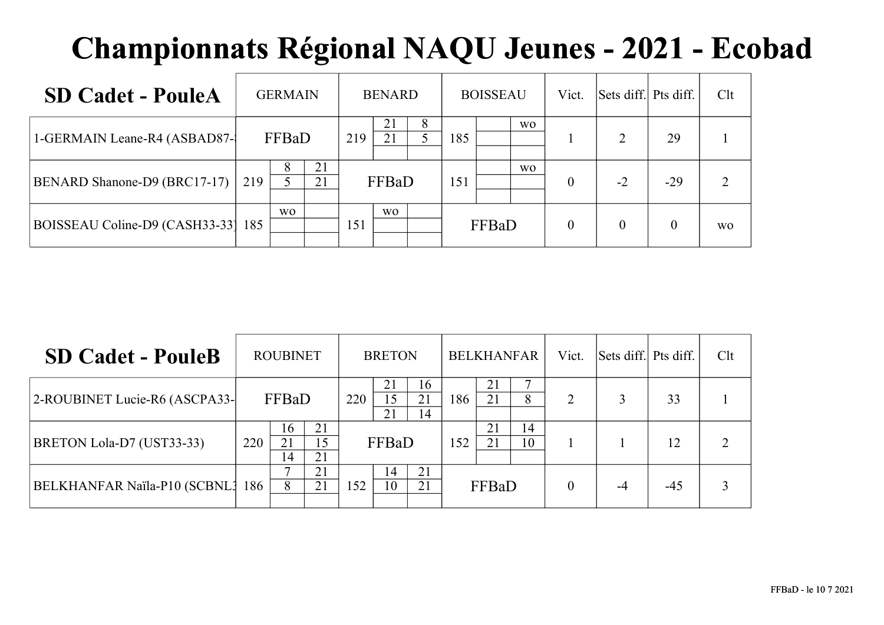# Championnats Régional NAQU Jeunes - 2021 - Ecobad

| SD Cadet - PouleA | GERMAIN | BENARD | BOISSEAU | Vict. | Sets diff. | Pts diff. | Clt |
|---|---|---|---|---|---|---|---|
| 1-GERMAIN Leane-R4 (ASBAD87- | FFBaD | 219 — 21-8, 21-5 | 185 — wo | 1 | 2 | 29 | 1 |
| BENARD Shanone-D9 (BRC17-17) | 219 — 8-21, 5-21 | FFBaD | 151 — wo | 0 | -2 | -29 | 2 |
| BOISSEAU Coline-D9 (CASH33-33) | 185 — wo | 151 — wo | FFBaD | 0 | 0 | 0 | wo |

| SD Cadet - PouleB | ROUBINET | BRETON | BELKHANFAR | Vict. | Sets diff. | Pts diff. | Clt |
|---|---|---|---|---|---|---|---|
| 2-ROUBINET Lucie-R6 (ASCPA33- | FFBaD | 220 — 21-16, 15-21, 21-14 | 186 — 21-7, 21-8 | 2 | 3 | 33 | 1 |
| BRETON Lola-D7 (UST33-33) | 220 — 16-21, 21-15, 14-21 | FFBaD | 152 — 21-14, 21-10 | 1 | 1 | 12 | 2 |
| BELKHANFAR Naïla-P10 (SCBNL3 | 186 — 7-21, 8-21 | 152 — 14-21, 10-21 | FFBaD | 0 | -4 | -45 | 3 |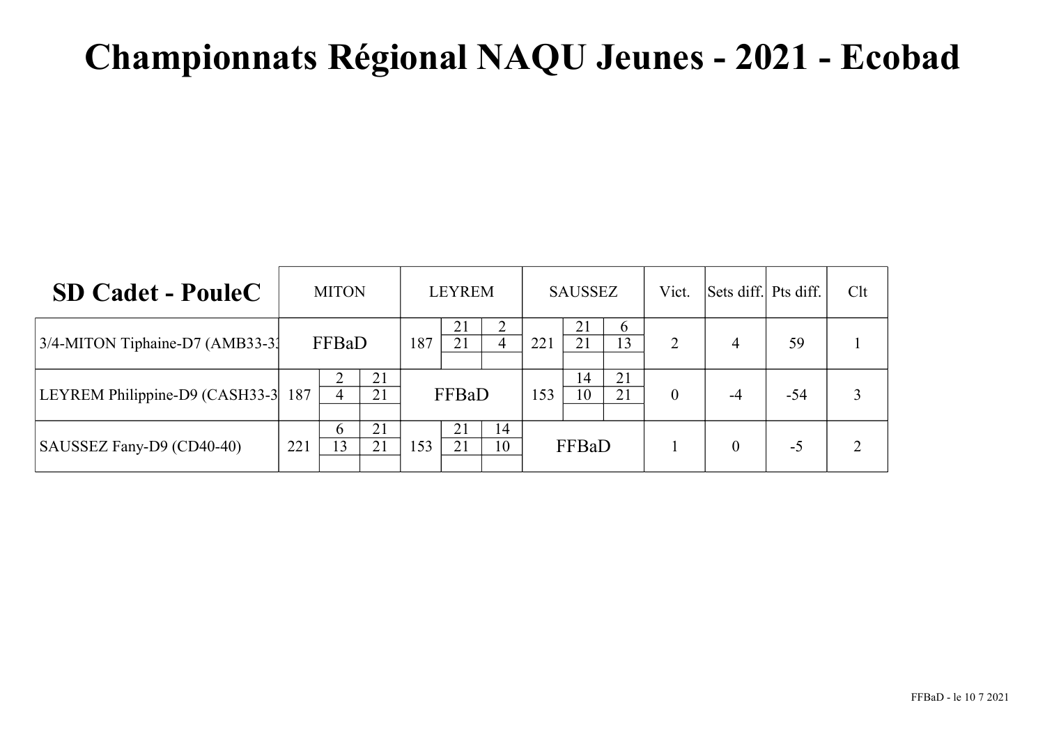# Championnats Régional NAQU Jeunes - 2021 - Ecobad

| SD Cadet - PouleC | MITON | | | LEYREM | | | SAUSSEZ | | | Vict. | Sets diff. | Pts diff. | Clt |
|---|---|---|---|---|---|---|---|---|---|---|---|---|---|
| 3/4-MITON Tiphaine-D7 (AMB33-3 | FFBaD | | | 187 | 21 / 21 | 2 / 4 | 221 | 21 / 21 | 6 / 13 | 2 | 4 | 59 | 1 |
| LEYREM Philippine-D9 (CASH33-3 | 187 | 2 / 4 | 21 / 21 | FFBaD | | | 153 | 14 / 10 | 21 / 21 | 0 | -4 | -54 | 3 |
| SAUSSEZ Fany-D9 (CD40-40) | 221 | 6 / 13 | 21 / 21 | 153 | 21 / 21 | 14 / 10 | FFBaD | | | 1 | 0 | -5 | 2 |

FFBaD - le 10 7 2021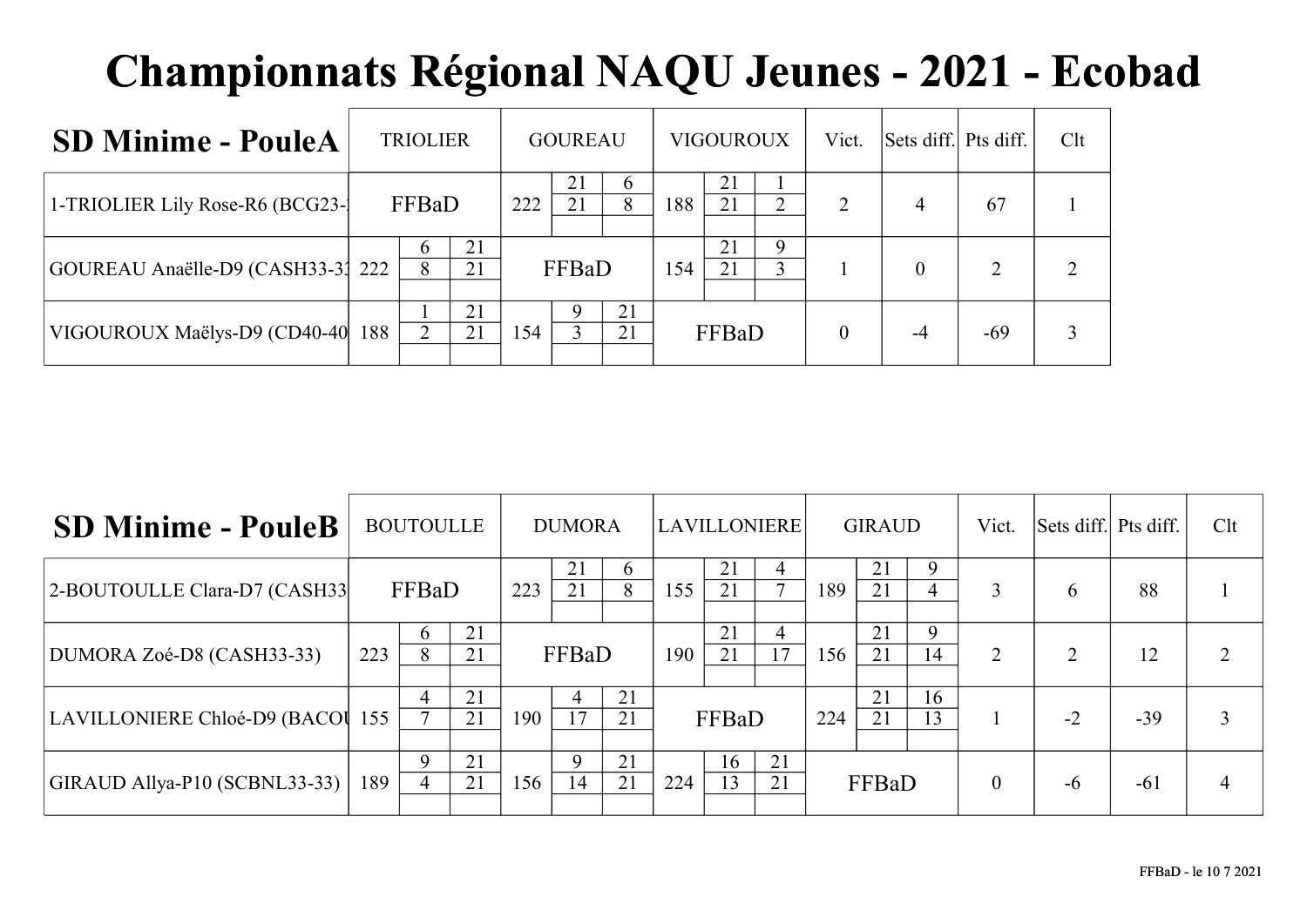# Championnats Régional NAQU Jeunes - 2021 - Ecobad

| SD Minime - PouleA | TRIOLIER | GOUREAU | VIGOUROUX | Vict. | Sets diff. | Pts diff. | Clt |
|---|---|---|---|---|---|---|---|
| 1-TRIOLIER Lily Rose-R6 (BCG23- | FFBaD | 222 — 21-6 / 21-8 | 188 — 21-1 / 21-2 | 2 | 4 | 67 | 1 |
| GOUREAU Anaëlle-D9 (CASH33-3 | 222 — 6-21 / 8-21 | FFBaD | 154 — 21-9 / 21-3 | 1 | 0 | 2 | 2 |
| VIGOUROUX Maëlys-D9 (CD40-40 | 188 — 1-21 / 2-21 | 154 — 9-21 / 3-21 | FFBaD | 0 | -4 | -69 | 3 |

| SD Minime - PouleB | BOUTOULLE | DUMORA | LAVILLONIERE | GIRAUD | Vict. | Sets diff. | Pts diff. | Clt |
|---|---|---|---|---|---|---|---|---|
| 2-BOUTOULLE Clara-D7 (CASH33 | FFBaD | 223 — 21-6 / 21-8 | 155 — 21-4 / 21-7 | 189 — 21-9 / 21-4 | 3 | 6 | 88 | 1 |
| DUMORA Zoé-D8 (CASH33-33) | 223 — 6-21 / 8-21 | FFBaD | 190 — 21-4 / 21-17 | 156 — 21-9 / 21-14 | 2 | 2 | 12 | 2 |
| LAVILLONIERE Chloé-D9 (BACOU | 155 — 4-21 / 7-21 | 190 — 4-21 / 17-21 | FFBaD | 224 — 21-16 / 21-13 | 1 | -2 | -39 | 3 |
| GIRAUD Allya-P10 (SCBNL33-33) | 189 — 9-21 / 4-21 | 156 — 9-21 / 14-21 | 224 — 16-21 / 13-21 | FFBaD | 0 | -6 | -61 | 4 |

FFBaD - le 10 7 2021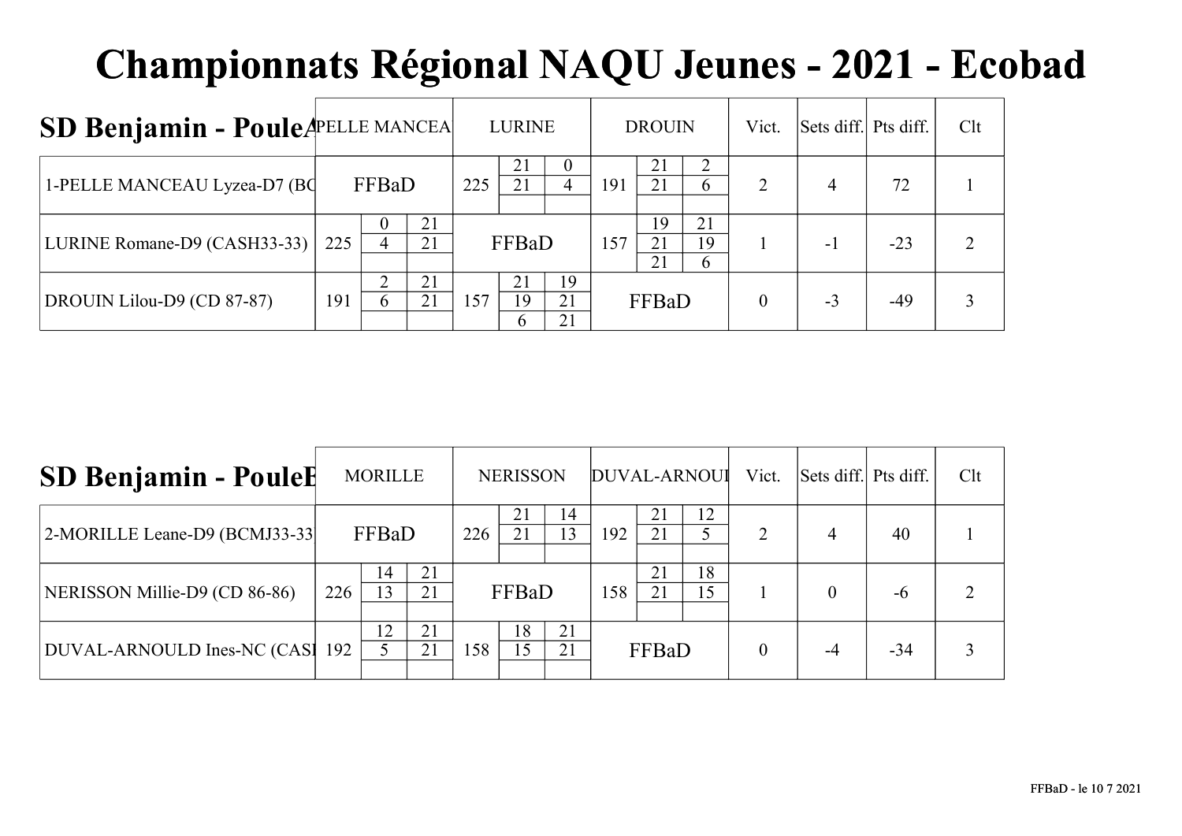# Championnats Régional NAQU Jeunes - 2021 - Ecobad

## SD Benjamin - PouleA

| | PELLE MANCEA | | | LURINE | | | DROUIN | | | Vict. | Sets diff. | Pts diff. | Clt |
|---|---|---|---|---|---|---|---|---|---|---|---|---|---|
| 1-PELLE MANCEAU Lyzea-D7 (BC | FFBaD | | | 225 | 21 21 | 0 4 | 191 | 21 21 | 2 6 | 2 | 4 | 72 | 1 |
| LURINE Romane-D9 (CASH33-33) | 225 | 0 4 | 21 21 | FFBaD | | | 157 | 19 21 21 | 21 19 6 | 1 | -1 | -23 | 2 |
| DROUIN Lilou-D9 (CD 87-87) | 191 | 2 6 | 21 21 | 157 | 21 19 6 | 19 21 21 | FFBaD | | | 0 | -3 | -49 | 3 |

## SD Benjamin - PouleB

| | MORILLE | | | NERISSON | | | DUVAL-ARNOUI | | | Vict. | Sets diff. | Pts diff. | Clt |
|---|---|---|---|---|---|---|---|---|---|---|---|---|---|
| 2-MORILLE Leane-D9 (BCMJ33-33 | FFBaD | | | 226 | 21 21 | 14 13 | 192 | 21 21 | 12 5 | 2 | 4 | 40 | 1 |
| NERISSON Millie-D9 (CD 86-86) | 226 | 14 13 | 21 21 | FFBaD | | | 158 | 21 21 | 18 15 | 1 | 0 | -6 | 2 |
| DUVAL-ARNOULD Ines-NC (CASI | 192 | 12 5 | 21 21 | 158 | 18 15 | 21 21 | FFBaD | | | 0 | -4 | -34 | 3 |

FFBaD - le 10 7 2021